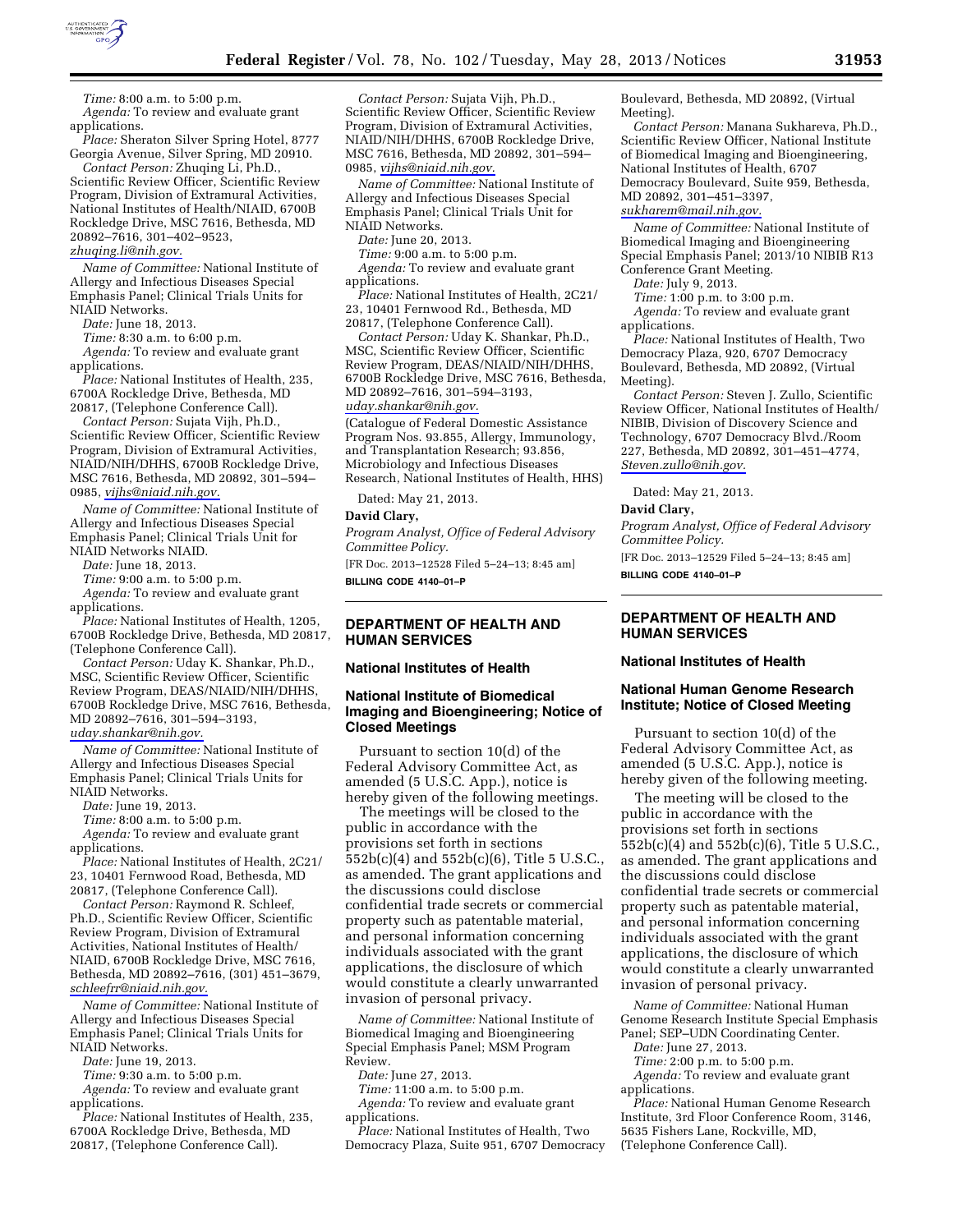*Time:* 8:00 a.m. to 5:00 p.m.

*Agenda:* To review and evaluate grant applications.

*Place:* Sheraton Silver Spring Hotel, 8777 Georgia Avenue, Silver Spring, MD 20910.

*Contact Person:* Zhuqing Li, Ph.D., Scientific Review Officer, Scientific Review Program, Division of Extramural Activities, National Institutes of Health/NIAID, 6700B Rockledge Drive, MSC 7616, Bethesda, MD 20892–7616, 301–402–9523, *zhuqing.li@nih.gov.*

*Name of Committee:* National Institute of Allergy and Infectious Diseases Special Emphasis Panel; Clinical Trials Units for NIAID Networks.

*Date:* June 18, 2013.

*Time:* 8:30 a.m. to 6:00 p.m.

*Agenda:* To review and evaluate grant applications.

*Place:* National Institutes of Health, 235, 6700A Rockledge Drive, Bethesda, MD 20817, (Telephone Conference Call).

*Contact Person:* Sujata Vijh, Ph.D., Scientific Review Officer, Scientific Review Program, Division of Extramural Activities, NIAID/NIH/DHHS, 6700B Rockledge Drive, MSC 7616, Bethesda, MD 20892, 301–594–0985, *vijhs@niaid.nih.gov.*

*Name of Committee:* National Institute of Allergy and Infectious Diseases Special Emphasis Panel; Clinical Trials Unit for NIAID Networks NIAID.

*Date:* June 18, 2013.

*Time:* 9:00 a.m. to 5:00 p.m.

*Agenda:* To review and evaluate grant applications.

*Place:* National Institutes of Health, 1205, 6700B Rockledge Drive, Bethesda, MD 20817, (Telephone Conference Call).

*Contact Person:* Uday K. Shankar, Ph.D., MSC, Scientific Review Officer, Scientific Review Program, DEAS/NIAID/NIH/DHHS, 6700B Rockledge Drive, MSC 7616, Bethesda, MD 20892–7616, 301–594–3193, *uday.shankar@nih.gov.*

*Name of Committee:* National Institute of Allergy and Infectious Diseases Special Emphasis Panel; Clinical Trials Units for NIAID Networks.

*Date:* June 19, 2013.

*Time:* 8:00 a.m. to 5:00 p.m.

*Agenda:* To review and evaluate grant applications.

*Place:* National Institutes of Health, 2C21/23, 10401 Fernwood Road, Bethesda, MD 20817, (Telephone Conference Call).

*Contact Person:* Raymond R. Schleef, Ph.D., Scientific Review Officer, Scientific Review Program, Division of Extramural Activities, National Institutes of Health/NIAID, 6700B Rockledge Drive, MSC 7616, Bethesda, MD 20892–7616, (301) 451–3679, *schleefrr@niaid.nih.gov.*

*Name of Committee:* National Institute of Allergy and Infectious Diseases Special Emphasis Panel; Clinical Trials Units for NIAID Networks.

*Date:* June 19, 2013.

*Time:* 9:30 a.m. to 5:00 p.m.

*Agenda:* To review and evaluate grant applications.

*Place:* National Institutes of Health, 235, 6700A Rockledge Drive, Bethesda, MD 20817, (Telephone Conference Call).

*Contact Person:* Sujata Vijh, Ph.D., Scientific Review Officer, Scientific Review Program, Division of Extramural Activities, NIAID/NIH/DHHS, 6700B Rockledge Drive, MSC 7616, Bethesda, MD 20892, 301–594–0985, *vijhs@niaid.nih.gov.*

*Name of Committee:* National Institute of Allergy and Infectious Diseases Special Emphasis Panel; Clinical Trials Unit for NIAID Networks.

*Date:* June 20, 2013.

*Time:* 9:00 a.m. to 5:00 p.m.

*Agenda:* To review and evaluate grant applications.

*Place:* National Institutes of Health, 2C21/23, 10401 Fernwood Rd., Bethesda, MD 20817, (Telephone Conference Call).

*Contact Person:* Uday K. Shankar, Ph.D., MSC, Scientific Review Officer, Scientific Review Program, DEAS/NIAID/NIH/DHHS, 6700B Rockledge Drive, MSC 7616, Bethesda, MD 20892–7616, 301–594–3193, *uday.shankar@nih.gov.*

(Catalogue of Federal Domestic Assistance Program Nos. 93.855, Allergy, Immunology, and Transplantation Research; 93.856, Microbiology and Infectious Diseases Research, National Institutes of Health, HHS)

Dated: May 21, 2013.

**David Clary,**

*Program Analyst, Office of Federal Advisory Committee Policy.*

[FR Doc. 2013–12528 Filed 5–24–13; 8:45 am]

**BILLING CODE 4140–01–P**

## DEPARTMENT OF HEALTH AND HUMAN SERVICES

### National Institutes of Health

### National Institute of Biomedical Imaging and Bioengineering; Notice of Closed Meetings

Pursuant to section 10(d) of the Federal Advisory Committee Act, as amended (5 U.S.C. App.), notice is hereby given of the following meetings.

The meetings will be closed to the public in accordance with the provisions set forth in sections 552b(c)(4) and 552b(c)(6), Title 5 U.S.C., as amended. The grant applications and the discussions could disclose confidential trade secrets or commercial property such as patentable material, and personal information concerning individuals associated with the grant applications, the disclosure of which would constitute a clearly unwarranted invasion of personal privacy.

*Name of Committee:* National Institute of Biomedical Imaging and Bioengineering Special Emphasis Panel; MSM Program Review.

*Date:* June 27, 2013.

*Time:* 11:00 a.m. to 5:00 p.m.

*Agenda:* To review and evaluate grant applications.

*Place:* National Institutes of Health, Two Democracy Plaza, Suite 951, 6707 Democracy Boulevard, Bethesda, MD 20892, (Virtual Meeting).

*Contact Person:* Manana Sukhareva, Ph.D., Scientific Review Officer, National Institute of Biomedical Imaging and Bioengineering, National Institutes of Health, 6707 Democracy Boulevard, Suite 959, Bethesda, MD 20892, 301–451–3397, *sukharem@mail.nih.gov.*

*Name of Committee:* National Institute of Biomedical Imaging and Bioengineering Special Emphasis Panel; 2013/10 NIBIB R13 Conference Grant Meeting.

*Date:* July 9, 2013.

*Time:* 1:00 p.m. to 3:00 p.m.

*Agenda:* To review and evaluate grant applications.

*Place:* National Institutes of Health, Two Democracy Plaza, 920, 6707 Democracy Boulevard, Bethesda, MD 20892, (Virtual Meeting).

*Contact Person:* Steven J. Zullo, Scientific Review Officer, National Institutes of Health/NIBIB, Division of Discovery Science and Technology, 6707 Democracy Blvd./Room 227, Bethesda, MD 20892, 301–451–4774, *Steven.zullo@nih.gov.*

Dated: May 21, 2013.

**David Clary,**

*Program Analyst, Office of Federal Advisory Committee Policy.*

[FR Doc. 2013–12529 Filed 5–24–13; 8:45 am]

**BILLING CODE 4140–01–P**

## DEPARTMENT OF HEALTH AND HUMAN SERVICES

### National Institutes of Health

### National Human Genome Research Institute; Notice of Closed Meeting

Pursuant to section 10(d) of the Federal Advisory Committee Act, as amended (5 U.S.C. App.), notice is hereby given of the following meeting.

The meeting will be closed to the public in accordance with the provisions set forth in sections 552b(c)(4) and 552b(c)(6), Title 5 U.S.C., as amended. The grant applications and the discussions could disclose confidential trade secrets or commercial property such as patentable material, and personal information concerning individuals associated with the grant applications, the disclosure of which would constitute a clearly unwarranted invasion of personal privacy.

*Name of Committee:* National Human Genome Research Institute Special Emphasis Panel; SEP–UDN Coordinating Center.

*Date:* June 27, 2013.

*Time:* 2:00 p.m. to 5:00 p.m.

*Agenda:* To review and evaluate grant applications.

*Place:* National Human Genome Research Institute, 3rd Floor Conference Room, 3146, 5635 Fishers Lane, Rockville, MD, (Telephone Conference Call).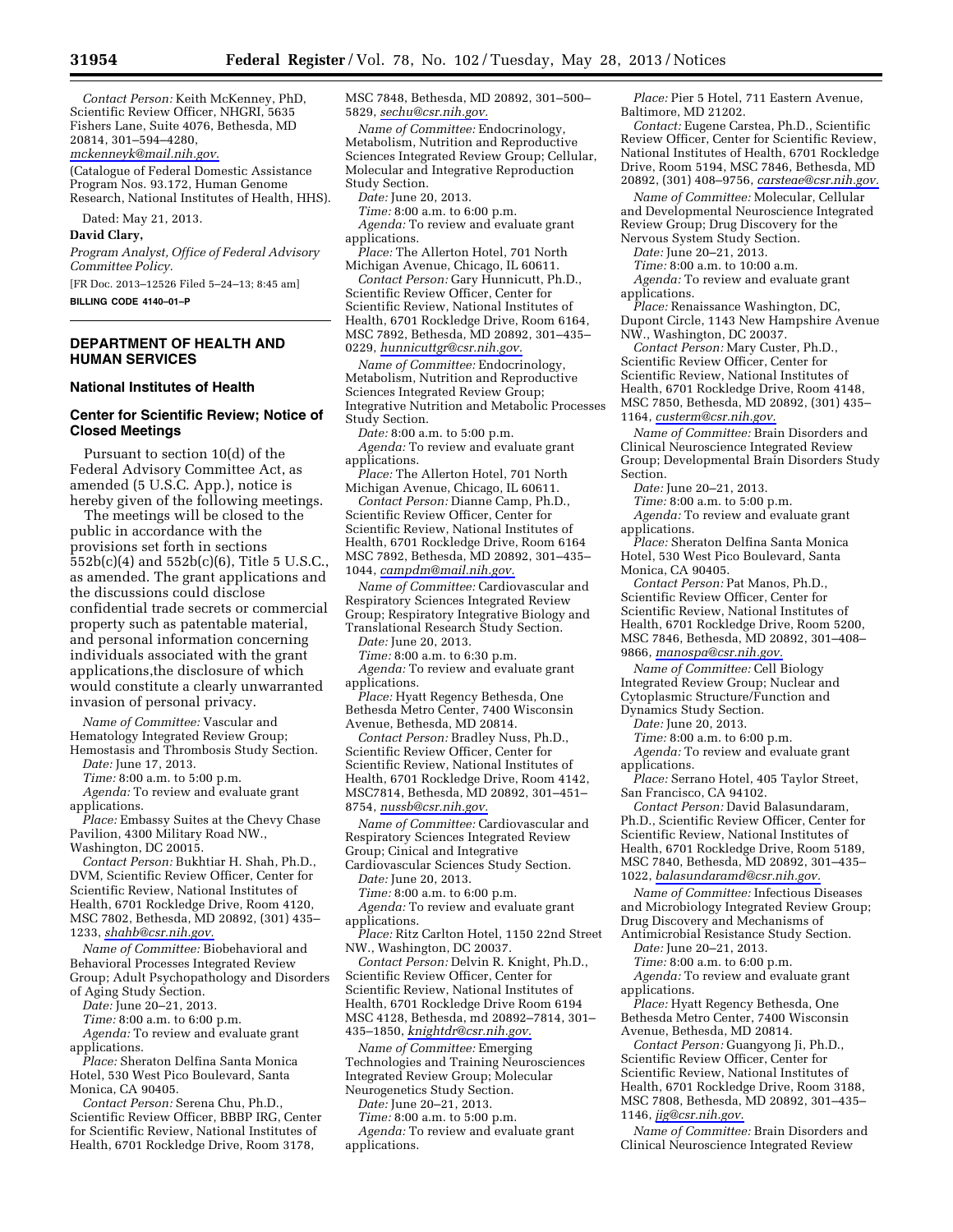*Contact Person:* Keith McKenney, PhD, Scientific Review Officer, NHGRI, 5635 Fishers Lane, Suite 4076, Bethesda, MD 20814, 301–594–4280, *mckenneyk@mail.nih.gov.*

(Catalogue of Federal Domestic Assistance Program Nos. 93.172, Human Genome Research, National Institutes of Health, HHS).

Dated: May 21, 2013.

**David Clary,**

*Program Analyst, Office of Federal Advisory Committee Policy.*

[FR Doc. 2013–12526 Filed 5–24–13; 8:45 am]

**BILLING CODE 4140–01–P**

## DEPARTMENT OF HEALTH AND HUMAN SERVICES

### National Institutes of Health

### Center for Scientific Review; Notice of Closed Meetings

Pursuant to section 10(d) of the Federal Advisory Committee Act, as amended (5 U.S.C. App.), notice is hereby given of the following meetings.

The meetings will be closed to the public in accordance with the provisions set forth in sections 552b(c)(4) and 552b(c)(6), Title 5 U.S.C., as amended. The grant applications and the discussions could disclose confidential trade secrets or commercial property such as patentable material, and personal information concerning individuals associated with the grant applications,the disclosure of which would constitute a clearly unwarranted invasion of personal privacy.

*Name of Committee:* Vascular and Hematology Integrated Review Group; Hemostasis and Thrombosis Study Section.

*Date:* June 17, 2013.

*Time:* 8:00 a.m. to 5:00 p.m.

*Agenda:* To review and evaluate grant applications.

*Place:* Embassy Suites at the Chevy Chase Pavilion, 4300 Military Road NW., Washington, DC 20015.

*Contact Person:* Bukhtiar H. Shah, Ph.D., DVM, Scientific Review Officer, Center for Scientific Review, National Institutes of Health, 6701 Rockledge Drive, Room 4120, MSC 7802, Bethesda, MD 20892, (301) 435–1233, *shahb@csr.nih.gov.*

*Name of Committee:* Biobehavioral and Behavioral Processes Integrated Review Group; Adult Psychopathology and Disorders of Aging Study Section.

*Date:* June 20–21, 2013.

*Time:* 8:00 a.m. to 6:00 p.m.

*Agenda:* To review and evaluate grant applications.

*Place:* Sheraton Delfina Santa Monica Hotel, 530 West Pico Boulevard, Santa Monica, CA 90405.

*Contact Person:* Serena Chu, Ph.D., Scientific Review Officer, BBBP IRG, Center for Scientific Review, National Institutes of Health, 6701 Rockledge Drive, Room 3178, MSC 7848, Bethesda, MD 20892, 301–500–5829, *sechu@csr.nih.gov.*

*Name of Committee:* Endocrinology, Metabolism, Nutrition and Reproductive Sciences Integrated Review Group; Cellular, Molecular and Integrative Reproduction Study Section.

*Date:* June 20, 2013.

*Time:* 8:00 a.m. to 6:00 p.m.

*Agenda:* To review and evaluate grant applications.

*Place:* The Allerton Hotel, 701 North Michigan Avenue, Chicago, IL 60611.

*Contact Person:* Gary Hunnicutt, Ph.D., Scientific Review Officer, Center for Scientific Review, National Institutes of Health, 6701 Rockledge Drive, Room 6164, MSC 7892, Bethesda, MD 20892, 301–435–0229, *hunnicuttgr@csr.nih.gov.*

*Name of Committee:* Endocrinology, Metabolism, Nutrition and Reproductive Sciences Integrated Review Group; Integrative Nutrition and Metabolic Processes Study Section.

*Date:* 8:00 a.m. to 5:00 p.m.

*Agenda:* To review and evaluate grant applications.

*Place:* The Allerton Hotel, 701 North Michigan Avenue, Chicago, IL 60611.

*Contact Person:* Dianne Camp, Ph.D., Scientific Review Officer, Center for Scientific Review, National Institutes of Health, 6701 Rockledge Drive, Room 6164 MSC 7892, Bethesda, MD 20892, 301–435–1044, *campdm@mail.nih.gov.*

*Name of Committee:* Cardiovascular and Respiratory Sciences Integrated Review Group; Respiratory Integrative Biology and Translational Research Study Section.

*Date:* June 20, 2013.

*Time:* 8:00 a.m. to 6:30 p.m.

*Agenda:* To review and evaluate grant applications.

*Place:* Hyatt Regency Bethesda, One Bethesda Metro Center, 7400 Wisconsin Avenue, Bethesda, MD 20814.

*Contact Person:* Bradley Nuss, Ph.D., Scientific Review Officer, Center for Scientific Review, National Institutes of Health, 6701 Rockledge Drive, Room 4142, MSC7814, Bethesda, MD 20892, 301–451–8754, *nussb@csr.nih.gov.*

*Name of Committee:* Cardiovascular and Respiratory Sciences Integrated Review Group; Cinical and Integrative Cardiovascular Sciences Study Section.

*Date:* June 20, 2013.

*Time:* 8:00 a.m. to 6:00 p.m.

*Agenda:* To review and evaluate grant applications.

*Place:* Ritz Carlton Hotel, 1150 22nd Street NW., Washington, DC 20037.

*Contact Person:* Delvin R. Knight, Ph.D., Scientific Review Officer, Center for Scientific Review, National Institutes of Health, 6701 Rockledge Drive Room 6194 MSC 4128, Bethesda, md 20892–7814, 301–435–1850, *knightdr@csr.nih.gov.*

*Name of Committee:* Emerging Technologies and Training Neurosciences Integrated Review Group; Molecular Neurogenetics Study Section.

*Date:* June 20–21, 2013.

*Time:* 8:00 a.m. to 5:00 p.m.

*Agenda:* To review and evaluate grant applications.

*Place:* Pier 5 Hotel, 711 Eastern Avenue, Baltimore, MD 21202.

*Contact:* Eugene Carstea, Ph.D., Scientific Review Officer, Center for Scientific Review, National Institutes of Health, 6701 Rockledge Drive, Room 5194, MSC 7846, Bethesda, MD 20892, (301) 408–9756, *carsteae@csr.nih.gov.*

*Name of Committee:* Molecular, Cellular and Developmental Neuroscience Integrated Review Group; Drug Discovery for the Nervous System Study Section.

*Date:* June 20–21, 2013.

*Time:* 8:00 a.m. to 10:00 a.m.

*Agenda:* To review and evaluate grant applications.

*Place:* Renaissance Washington, DC, Dupont Circle, 1143 New Hampshire Avenue NW., Washington, DC 20037.

*Contact Person:* Mary Custer, Ph.D., Scientific Review Officer, Center for Scientific Review, National Institutes of Health, 6701 Rockledge Drive, Room 4148, MSC 7850, Bethesda, MD 20892, (301) 435–1164, *custerm@csr.nih.gov.*

*Name of Committee:* Brain Disorders and Clinical Neuroscience Integrated Review Group; Developmental Brain Disorders Study Section.

*Date:* June 20–21, 2013.

*Time:* 8:00 a.m. to 5:00 p.m.

*Agenda:* To review and evaluate grant applications.

*Place:* Sheraton Delfina Santa Monica Hotel, 530 West Pico Boulevard, Santa Monica, CA 90405.

*Contact Person:* Pat Manos, Ph.D., Scientific Review Officer, Center for Scientific Review, National Institutes of Health, 6701 Rockledge Drive, Room 5200, MSC 7846, Bethesda, MD 20892, 301–408–9866, *manospa@csr.nih.gov.*

*Name of Committee:* Cell Biology Integrated Review Group; Nuclear and Cytoplasmic Structure/Function and Dynamics Study Section.

*Date:* June 20, 2013.

*Time:* 8:00 a.m. to 6:00 p.m.

*Agenda:* To review and evaluate grant applications.

*Place:* Serrano Hotel, 405 Taylor Street, San Francisco, CA 94102.

*Contact Person:* David Balasundaram, Ph.D., Scientific Review Officer, Center for Scientific Review, National Institutes of Health, 6701 Rockledge Drive, Room 5189, MSC 7840, Bethesda, MD 20892, 301–435–1022, *balasundaramd@csr.nih.gov.*

*Name of Committee:* Infectious Diseases and Microbiology Integrated Review Group; Drug Discovery and Mechanisms of Antimicrobial Resistance Study Section.

*Date:* June 20–21, 2013.

*Time:* 8:00 a.m. to 6:00 p.m.

*Agenda:* To review and evaluate grant applications.

*Place:* Hyatt Regency Bethesda, One Bethesda Metro Center, 7400 Wisconsin Avenue, Bethesda, MD 20814.

*Contact Person:* Guangyong Ji, Ph.D., Scientific Review Officer, Center for Scientific Review, National Institutes of Health, 6701 Rockledge Drive, Room 3188, MSC 7808, Bethesda, MD 20892, 301–435–1146, *jig@csr.nih.gov.*

*Name of Committee:* Brain Disorders and Clinical Neuroscience Integrated Review